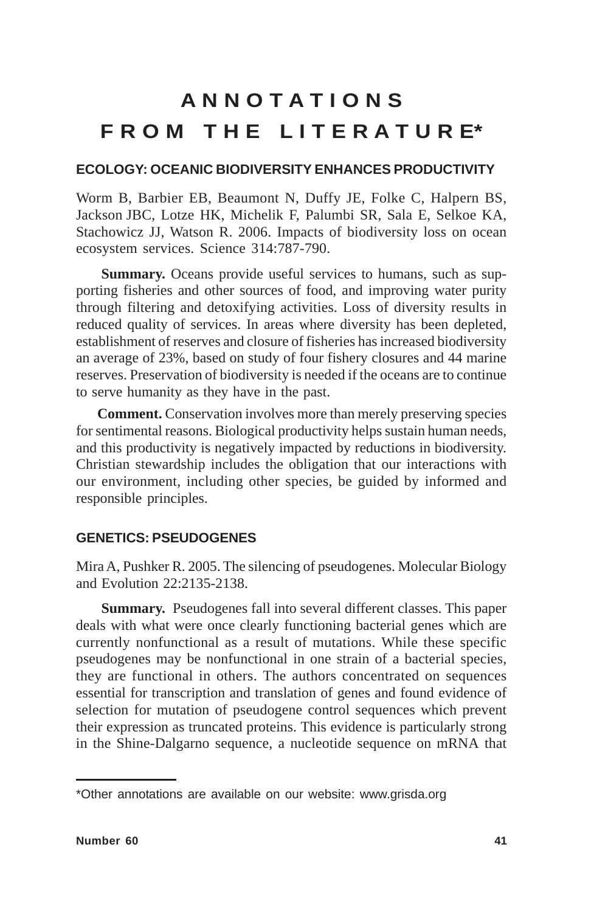# ANNOTATIONS FROM THE LITERATURE*

## ECOLOGY: OCEANIC BIODIVERSITY ENHANCES PRODUCTIVITY

Worm B, Barbier EB, Beaumont N, Duffy JE, Folke C, Halpern BS, Jackson JBC, Lotze HK, Michelik F, Palumbi SR, Sala E, Selkoe KA, Stachowicz JJ, Watson R. 2006. Impacts of biodiversity loss on ocean ecosystem services. Science 314:787-790.

**Summary.** Oceans provide useful services to humans, such as supporting fisheries and other sources of food, and improving water purity through filtering and detoxifying activities. Loss of diversity results in reduced quality of services. In areas where diversity has been depleted, establishment of reserves and closure of fisheries has increased biodiversity an average of 23%, based on study of four fishery closures and 44 marine reserves. Preservation of biodiversity is needed if the oceans are to continue to serve humanity as they have in the past.

**Comment.** Conservation involves more than merely preserving species for sentimental reasons. Biological productivity helps sustain human needs, and this productivity is negatively impacted by reductions in biodiversity. Christian stewardship includes the obligation that our interactions with our environment, including other species, be guided by informed and responsible principles.

## GENETICS: PSEUDOGENES

Mira A, Pushker R. 2005. The silencing of pseudogenes. Molecular Biology and Evolution 22:2135-2138.

**Summary.** Pseudogenes fall into several different classes. This paper deals with what were once clearly functioning bacterial genes which are currently nonfunctional as a result of mutations. While these specific pseudogenes may be nonfunctional in one strain of a bacterial species, they are functional in others. The authors concentrated on sequences essential for transcription and translation of genes and found evidence of selection for mutation of pseudogene control sequences which prevent their expression as truncated proteins. This evidence is particularly strong in the Shine-Dalgarno sequence, a nucleotide sequence on mRNA that

*Other annotations are available on our website: www.grisda.org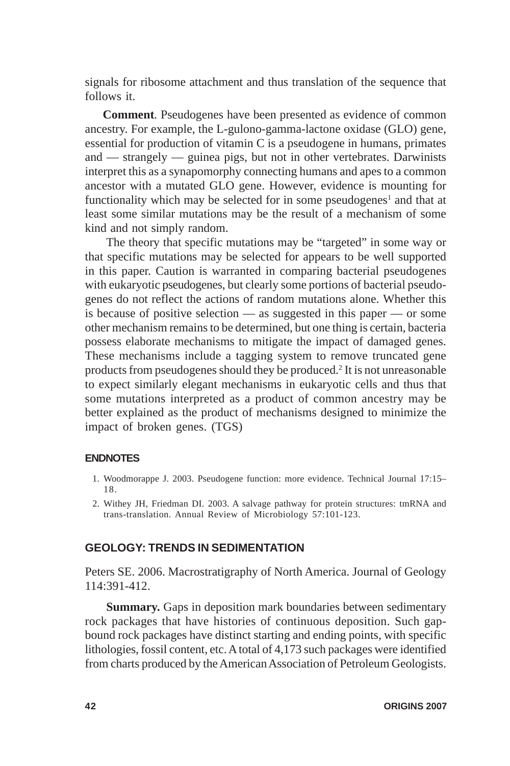signals for ribosome attachment and thus translation of the sequence that follows it.

**Comment**. Pseudogenes have been presented as evidence of common ancestry. For example, the L-gulono-gamma-lactone oxidase (GLO) gene, essential for production of vitamin C is a pseudogene in humans, primates and — strangely — guinea pigs, but not in other vertebrates. Darwinists interpret this as a synapomorphy connecting humans and apes to a common ancestor with a mutated GLO gene. However, evidence is mounting for functionality which may be selected for in some pseudogenes[1] and that at least some similar mutations may be the result of a mechanism of some kind and not simply random.

The theory that specific mutations may be "targeted" in some way or that specific mutations may be selected for appears to be well supported in this paper. Caution is warranted in comparing bacterial pseudogenes with eukaryotic pseudogenes, but clearly some portions of bacterial pseudogenes do not reflect the actions of random mutations alone. Whether this is because of positive selection — as suggested in this paper — or some other mechanism remains to be determined, but one thing is certain, bacteria possess elaborate mechanisms to mitigate the impact of damaged genes. These mechanisms include a tagging system to remove truncated gene products from pseudogenes should they be produced.[2] It is not unreasonable to expect similarly elegant mechanisms in eukaryotic cells and thus that some mutations interpreted as a product of common ancestry may be better explained as the product of mechanisms designed to minimize the impact of broken genes. (TGS)

#### ENDNOTES

1. Woodmorappe J. 2003. Pseudogene function: more evidence. Technical Journal 17:15–18.
2. Withey JH, Friedman DI. 2003. A salvage pathway for protein structures: tmRNA and trans-translation. Annual Review of Microbiology 57:101-123.

### GEOLOGY: TRENDS IN SEDIMENTATION

Peters SE. 2006. Macrostratigraphy of North America. Journal of Geology 114:391-412.

**Summary.** Gaps in deposition mark boundaries between sedimentary rock packages that have histories of continuous deposition. Such gap-bound rock packages have distinct starting and ending points, with specific lithologies, fossil content, etc. A total of 4,173 such packages were identified from charts produced by the American Association of Petroleum Geologists.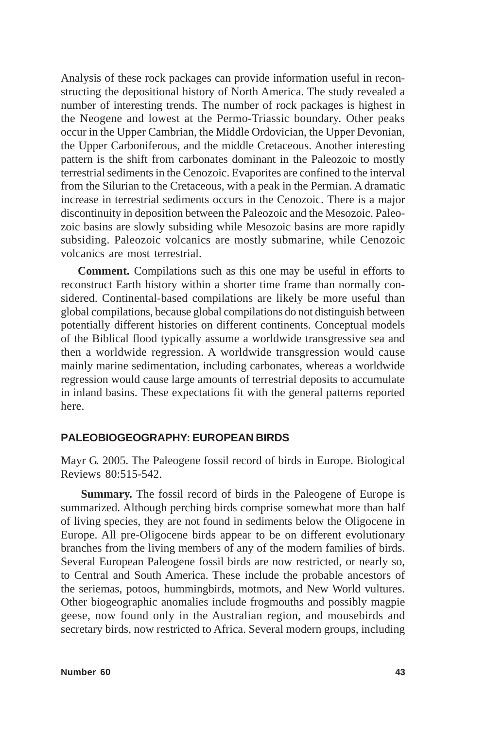Analysis of these rock packages can provide information useful in reconstructing the depositional history of North America. The study revealed a number of interesting trends. The number of rock packages is highest in the Neogene and lowest at the Permo-Triassic boundary. Other peaks occur in the Upper Cambrian, the Middle Ordovician, the Upper Devonian, the Upper Carboniferous, and the middle Cretaceous. Another interesting pattern is the shift from carbonates dominant in the Paleozoic to mostly terrestrial sediments in the Cenozoic. Evaporites are confined to the interval from the Silurian to the Cretaceous, with a peak in the Permian. A dramatic increase in terrestrial sediments occurs in the Cenozoic. There is a major discontinuity in deposition between the Paleozoic and the Mesozoic. Paleozoic basins are slowly subsiding while Mesozoic basins are more rapidly subsiding. Paleozoic volcanics are mostly submarine, while Cenozoic volcanics are most terrestrial.

**Comment.** Compilations such as this one may be useful in efforts to reconstruct Earth history within a shorter time frame than normally considered. Continental-based compilations are likely be more useful than global compilations, because global compilations do not distinguish between potentially different histories on different continents. Conceptual models of the Biblical flood typically assume a worldwide transgressive sea and then a worldwide regression. A worldwide transgression would cause mainly marine sedimentation, including carbonates, whereas a worldwide regression would cause large amounts of terrestrial deposits to accumulate in inland basins. These expectations fit with the general patterns reported here.

## PALEOBIOGEOGRAPHY: EUROPEAN BIRDS

Mayr G. 2005. The Paleogene fossil record of birds in Europe. Biological Reviews 80:515-542.

**Summary.** The fossil record of birds in the Paleogene of Europe is summarized. Although perching birds comprise somewhat more than half of living species, they are not found in sediments below the Oligocene in Europe. All pre-Oligocene birds appear to be on different evolutionary branches from the living members of any of the modern families of birds. Several European Paleogene fossil birds are now restricted, or nearly so, to Central and South America. These include the probable ancestors of the seriemas, potoos, hummingbirds, motmots, and New World vultures. Other biogeographic anomalies include frogmouths and possibly magpie geese, now found only in the Australian region, and mousebirds and secretary birds, now restricted to Africa. Several modern groups, including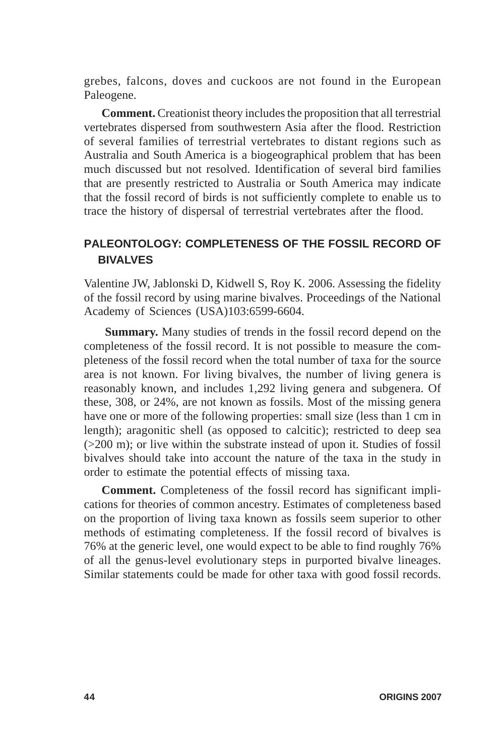grebes, falcons, doves and cuckoos are not found in the European Paleogene.

**Comment.** Creationist theory includes the proposition that all terrestrial vertebrates dispersed from southwestern Asia after the flood. Restriction of several families of terrestrial vertebrates to distant regions such as Australia and South America is a biogeographical problem that has been much discussed but not resolved. Identification of several bird families that are presently restricted to Australia or South America may indicate that the fossil record of birds is not sufficiently complete to enable us to trace the history of dispersal of terrestrial vertebrates after the flood.

## PALEONTOLOGY: COMPLETENESS OF THE FOSSIL RECORD OF BIVALVES

Valentine JW, Jablonski D, Kidwell S, Roy K. 2006. Assessing the fidelity of the fossil record by using marine bivalves. Proceedings of the National Academy of Sciences (USA)103:6599-6604.

**Summary.** Many studies of trends in the fossil record depend on the completeness of the fossil record. It is not possible to measure the completeness of the fossil record when the total number of taxa for the source area is not known. For living bivalves, the number of living genera is reasonably known, and includes 1,292 living genera and subgenera. Of these, 308, or 24%, are not known as fossils. Most of the missing genera have one or more of the following properties: small size (less than 1 cm in length); aragonitic shell (as opposed to calcitic); restricted to deep sea (>200 m); or live within the substrate instead of upon it. Studies of fossil bivalves should take into account the nature of the taxa in the study in order to estimate the potential effects of missing taxa.

**Comment.** Completeness of the fossil record has significant implications for theories of common ancestry. Estimates of completeness based on the proportion of living taxa known as fossils seem superior to other methods of estimating completeness. If the fossil record of bivalves is 76% at the generic level, one would expect to be able to find roughly 76% of all the genus-level evolutionary steps in purported bivalve lineages. Similar statements could be made for other taxa with good fossil records.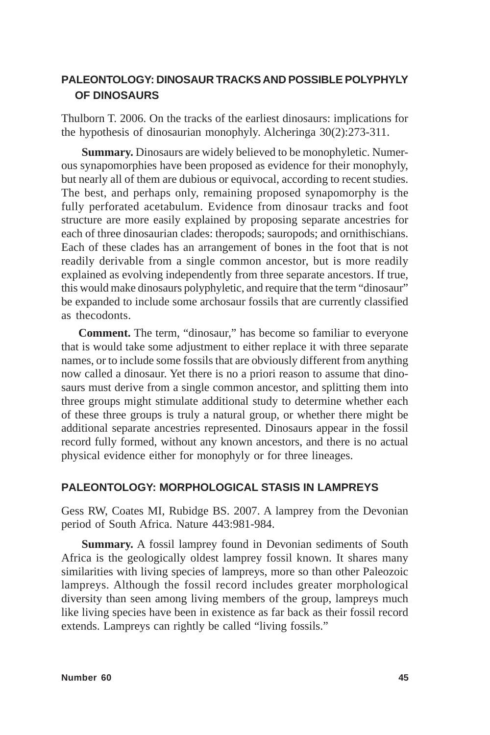## PALEONTOLOGY: DINOSAUR TRACKS AND POSSIBLE POLYPHYLY OF DINOSAURS

Thulborn T. 2006. On the tracks of the earliest dinosaurs: implications for the hypothesis of dinosaurian monophyly. Alcheringa 30(2):273-311.

**Summary.** Dinosaurs are widely believed to be monophyletic. Numerous synapomorphies have been proposed as evidence for their monophyly, but nearly all of them are dubious or equivocal, according to recent studies. The best, and perhaps only, remaining proposed synapomorphy is the fully perforated acetabulum. Evidence from dinosaur tracks and foot structure are more easily explained by proposing separate ancestries for each of three dinosaurian clades: theropods; sauropods; and ornithischians. Each of these clades has an arrangement of bones in the foot that is not readily derivable from a single common ancestor, but is more readily explained as evolving independently from three separate ancestors. If true, this would make dinosaurs polyphyletic, and require that the term "dinosaur" be expanded to include some archosaur fossils that are currently classified as thecodonts.

**Comment.** The term, "dinosaur," has become so familiar to everyone that is would take some adjustment to either replace it with three separate names, or to include some fossils that are obviously different from anything now called a dinosaur. Yet there is no a priori reason to assume that dinosaurs must derive from a single common ancestor, and splitting them into three groups might stimulate additional study to determine whether each of these three groups is truly a natural group, or whether there might be additional separate ancestries represented. Dinosaurs appear in the fossil record fully formed, without any known ancestors, and there is no actual physical evidence either for monophyly or for three lineages.

## PALEONTOLOGY: MORPHOLOGICAL STASIS IN LAMPREYS

Gess RW, Coates MI, Rubidge BS. 2007. A lamprey from the Devonian period of South Africa. Nature 443:981-984.

**Summary.** A fossil lamprey found in Devonian sediments of South Africa is the geologically oldest lamprey fossil known. It shares many similarities with living species of lampreys, more so than other Paleozoic lampreys. Although the fossil record includes greater morphological diversity than seen among living members of the group, lampreys much like living species have been in existence as far back as their fossil record extends. Lampreys can rightly be called "living fossils."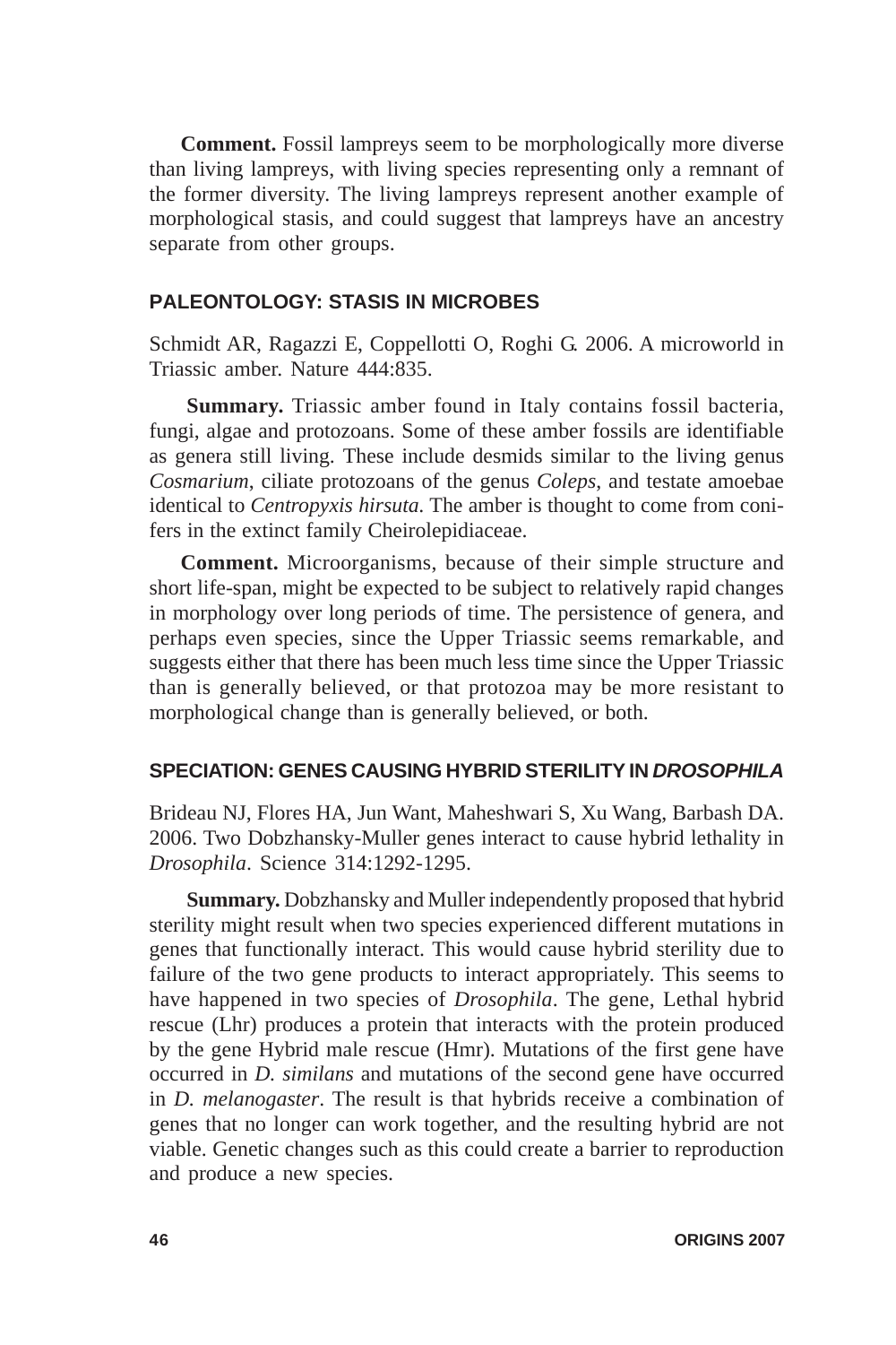**Comment.** Fossil lampreys seem to be morphologically more diverse than living lampreys, with living species representing only a remnant of the former diversity. The living lampreys represent another example of morphological stasis, and could suggest that lampreys have an ancestry separate from other groups.

## PALEONTOLOGY: STASIS IN MICROBES

Schmidt AR, Ragazzi E, Coppellotti O, Roghi G. 2006. A microworld in Triassic amber. Nature 444:835.

**Summary.** Triassic amber found in Italy contains fossil bacteria, fungi, algae and protozoans. Some of these amber fossils are identifiable as genera still living. These include desmids similar to the living genus *Cosmarium*, ciliate protozoans of the genus *Coleps*, and testate amoebae identical to *Centropyxis hirsuta*. The amber is thought to come from conifers in the extinct family Cheirolepidiaceae.

**Comment.** Microorganisms, because of their simple structure and short life-span, might be expected to be subject to relatively rapid changes in morphology over long periods of time. The persistence of genera, and perhaps even species, since the Upper Triassic seems remarkable, and suggests either that there has been much less time since the Upper Triassic than is generally believed, or that protozoa may be more resistant to morphological change than is generally believed, or both.

## SPECIATION: GENES CAUSING HYBRID STERILITY IN *DROSOPHILA*

Brideau NJ, Flores HA, Jun Want, Maheshwari S, Xu Wang, Barbash DA. 2006. Two Dobzhansky-Muller genes interact to cause hybrid lethality in *Drosophila*. Science 314:1292-1295.

**Summary.** Dobzhansky and Muller independently proposed that hybrid sterility might result when two species experienced different mutations in genes that functionally interact. This would cause hybrid sterility due to failure of the two gene products to interact appropriately. This seems to have happened in two species of *Drosophila*. The gene, Lethal hybrid rescue (Lhr) produces a protein that interacts with the protein produced by the gene Hybrid male rescue (Hmr). Mutations of the first gene have occurred in *D. similans* and mutations of the second gene have occurred in *D. melanogaster*. The result is that hybrids receive a combination of genes that no longer can work together, and the resulting hybrid are not viable. Genetic changes such as this could create a barrier to reproduction and produce a new species.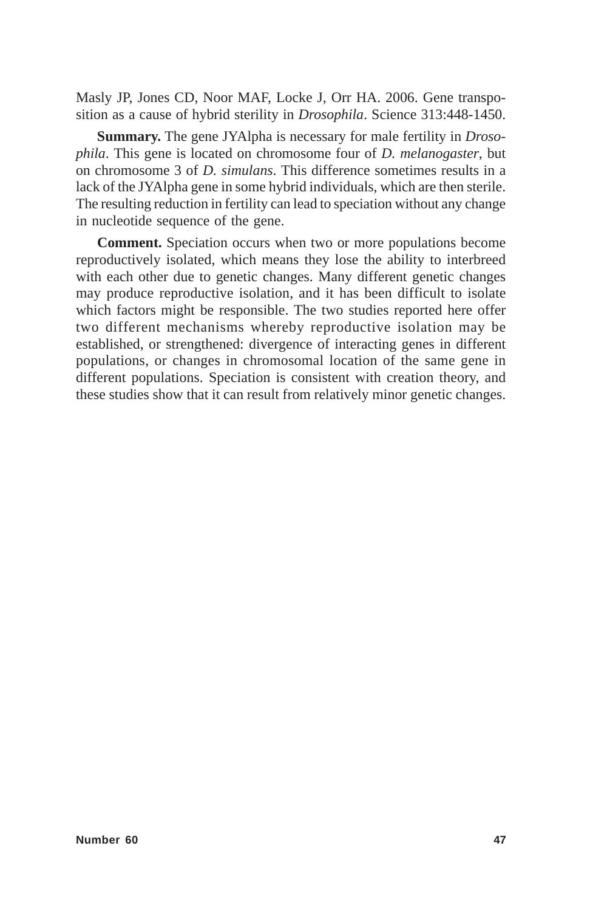Masly JP, Jones CD, Noor MAF, Locke J, Orr HA. 2006. Gene transposition as a cause of hybrid sterility in *Drosophila*. Science 313:448-1450.

**Summary.** The gene JYAlpha is necessary for male fertility in *Drosophila*. This gene is located on chromosome four of *D. melanogaster*, but on chromosome 3 of *D. simulans*. This difference sometimes results in a lack of the JYAlpha gene in some hybrid individuals, which are then sterile. The resulting reduction in fertility can lead to speciation without any change in nucleotide sequence of the gene.

**Comment.** Speciation occurs when two or more populations become reproductively isolated, which means they lose the ability to interbreed with each other due to genetic changes. Many different genetic changes may produce reproductive isolation, and it has been difficult to isolate which factors might be responsible. The two studies reported here offer two different mechanisms whereby reproductive isolation may be established, or strengthened: divergence of interacting genes in different populations, or changes in chromosomal location of the same gene in different populations. Speciation is consistent with creation theory, and these studies show that it can result from relatively minor genetic changes.